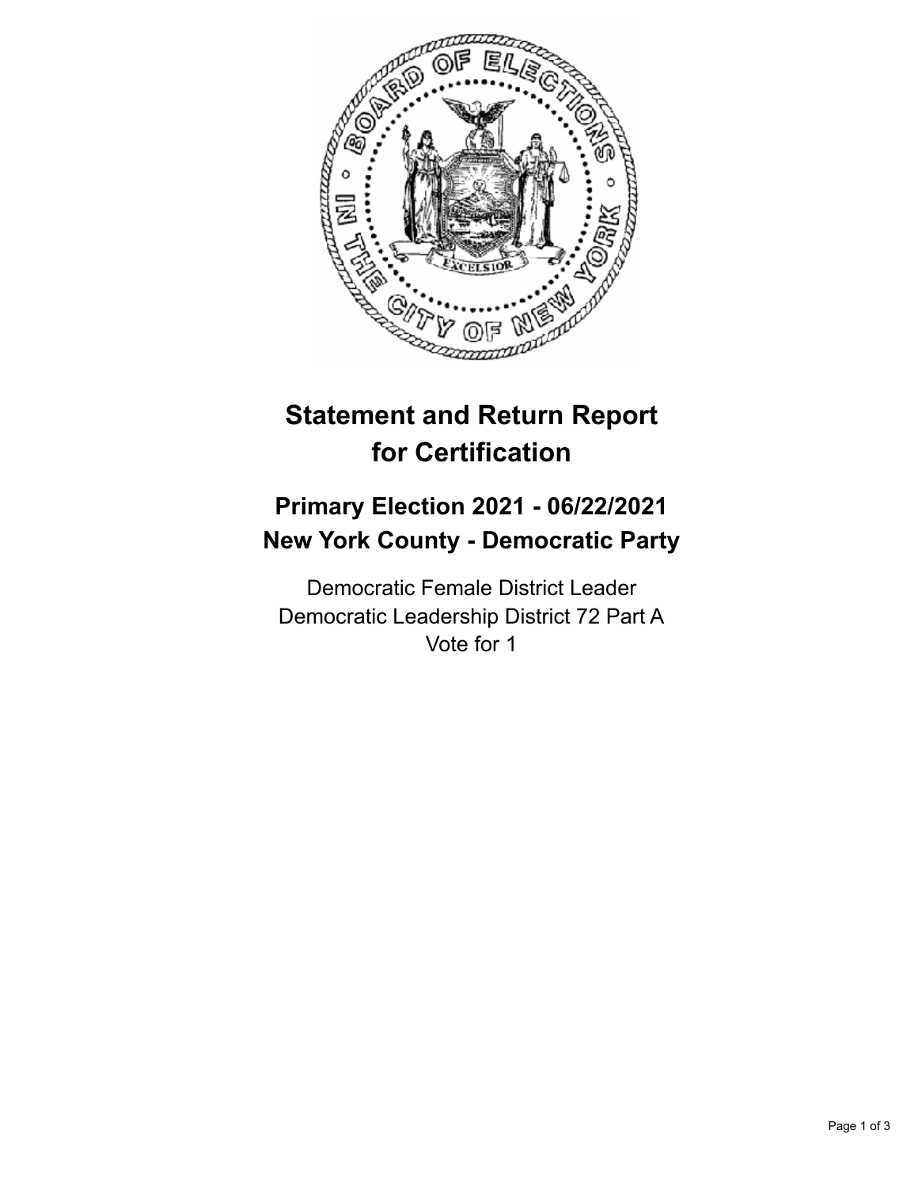# Statement and Return Report for Certification

## Primary Election 2021 - 06/22/2021
## New York County - Democratic Party

Democratic Female District Leader
Democratic Leadership District 72 Part A
Vote for 1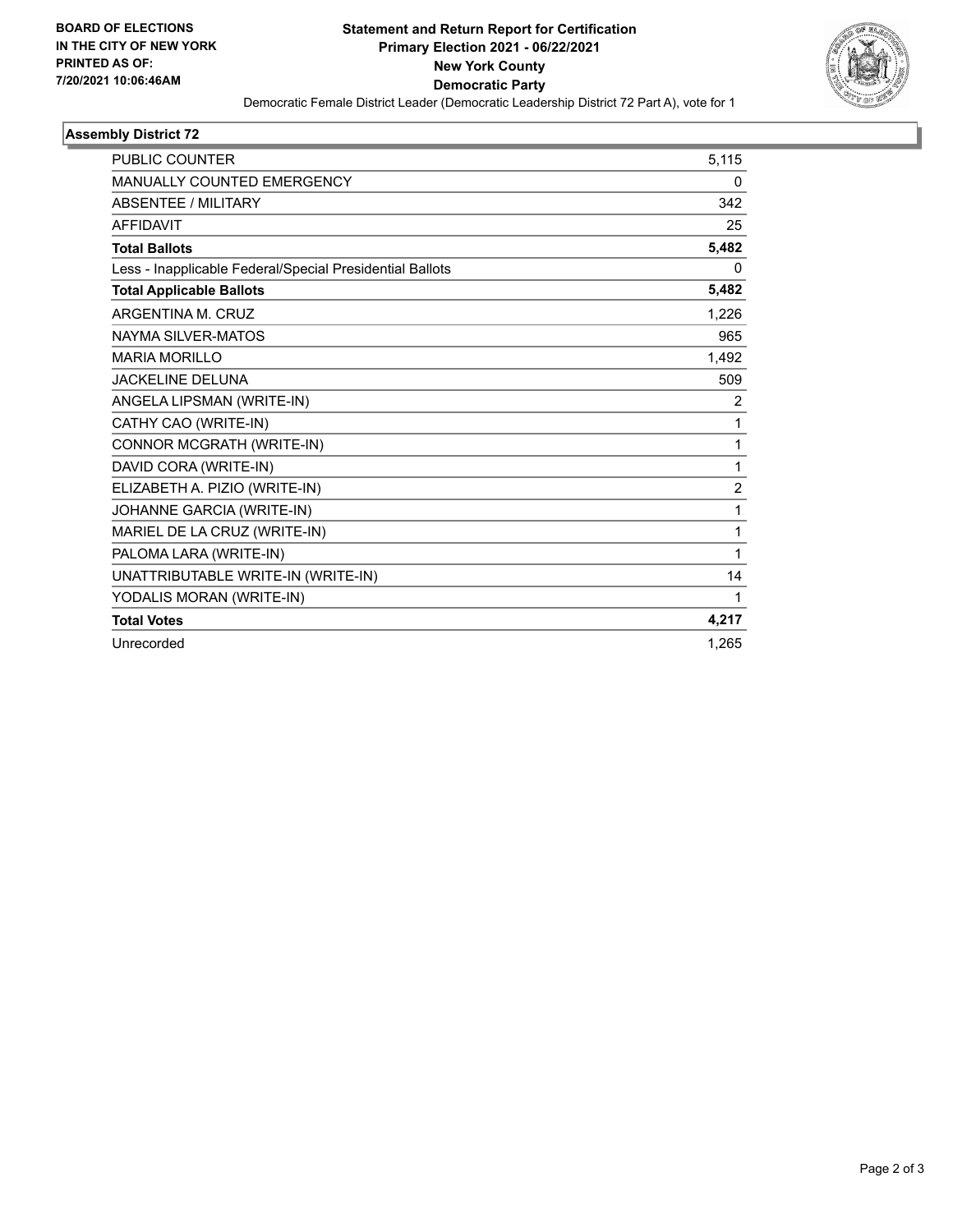**BOARD OF ELECTIONS IN THE CITY OF NEW YORK PRINTED AS OF: 7/20/2021 10:06:46AM**

# Statement and Return Report for Certification
## Primary Election 2021 - 06/22/2021
## New York County
## Democratic Party

Democratic Female District Leader (Democratic Leadership District 72 Part A), vote for 1

### Assembly District 72

| | |
|---|---|
| PUBLIC COUNTER | 5,115 |
| MANUALLY COUNTED EMERGENCY | 0 |
| ABSENTEE / MILITARY | 342 |
| AFFIDAVIT | 25 |
| **Total Ballots** | **5,482** |
| Less - Inapplicable Federal/Special Presidential Ballots | 0 |
| **Total Applicable Ballots** | **5,482** |
| ARGENTINA M. CRUZ | 1,226 |
| NAYMA SILVER-MATOS | 965 |
| MARIA MORILLO | 1,492 |
| JACKELINE DELUNA | 509 |
| ANGELA LIPSMAN (WRITE-IN) | 2 |
| CATHY CAO (WRITE-IN) | 1 |
| CONNOR MCGRATH (WRITE-IN) | 1 |
| DAVID CORA (WRITE-IN) | 1 |
| ELIZABETH A. PIZIO (WRITE-IN) | 2 |
| JOHANNE GARCIA (WRITE-IN) | 1 |
| MARIEL DE LA CRUZ (WRITE-IN) | 1 |
| PALOMA LARA (WRITE-IN) | 1 |
| UNATTRIBUTABLE WRITE-IN (WRITE-IN) | 14 |
| YODALIS MORAN (WRITE-IN) | 1 |
| **Total Votes** | **4,217** |
| Unrecorded | 1,265 |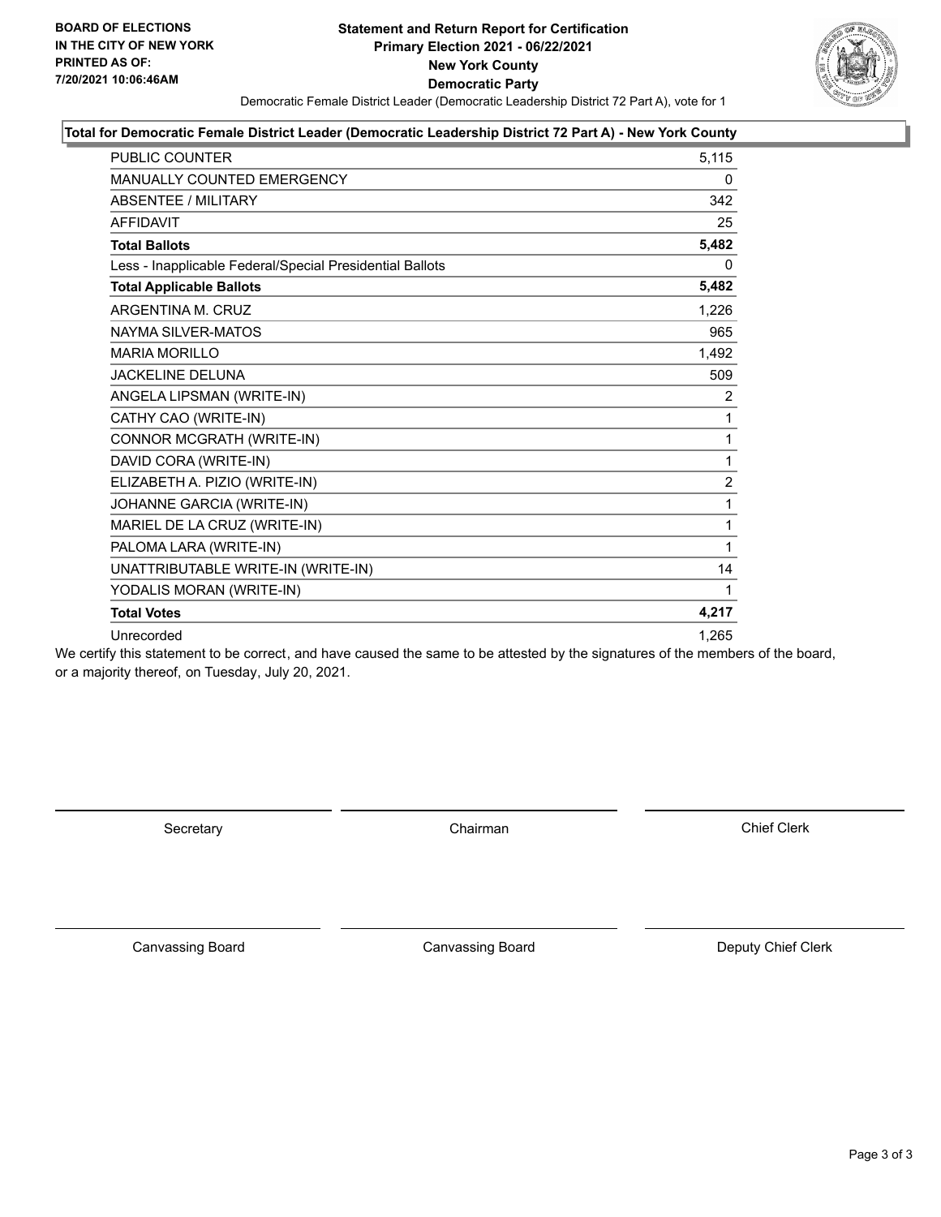**BOARD OF ELECTIONS IN THE CITY OF NEW YORK PRINTED AS OF: 7/20/2021 10:06:46AM**

# Statement and Return Report for Certification
## Primary Election 2021 - 06/22/2021
## New York County
## Democratic Party

Democratic Female District Leader (Democratic Leadership District 72 Part A), vote for 1

### Total for Democratic Female District Leader (Democratic Leadership District 72 Part A) - New York County

| | |
|---|---|
| PUBLIC COUNTER | 5,115 |
| MANUALLY COUNTED EMERGENCY | 0 |
| ABSENTEE / MILITARY | 342 |
| AFFIDAVIT | 25 |
| **Total Ballots** | **5,482** |
| Less - Inapplicable Federal/Special Presidential Ballots | 0 |
| **Total Applicable Ballots** | **5,482** |
| ARGENTINA M. CRUZ | 1,226 |
| NAYMA SILVER-MATOS | 965 |
| MARIA MORILLO | 1,492 |
| JACKELINE DELUNA | 509 |
| ANGELA LIPSMAN (WRITE-IN) | 2 |
| CATHY CAO (WRITE-IN) | 1 |
| CONNOR MCGRATH (WRITE-IN) | 1 |
| DAVID CORA (WRITE-IN) | 1 |
| ELIZABETH A. PIZIO (WRITE-IN) | 2 |
| JOHANNE GARCIA (WRITE-IN) | 1 |
| MARIEL DE LA CRUZ (WRITE-IN) | 1 |
| PALOMA LARA (WRITE-IN) | 1 |
| UNATTRIBUTABLE WRITE-IN (WRITE-IN) | 14 |
| YODALIS MORAN (WRITE-IN) | 1 |
| **Total Votes** | **4,217** |
| Unrecorded | 1,265 |

We certify this statement to be correct, and have caused the same to be attested by the signatures of the members of the board, or a majority thereof, on Tuesday, July 20, 2021.

Secretary

Chairman

Chief Clerk

Canvassing Board

Canvassing Board

Deputy Chief Clerk